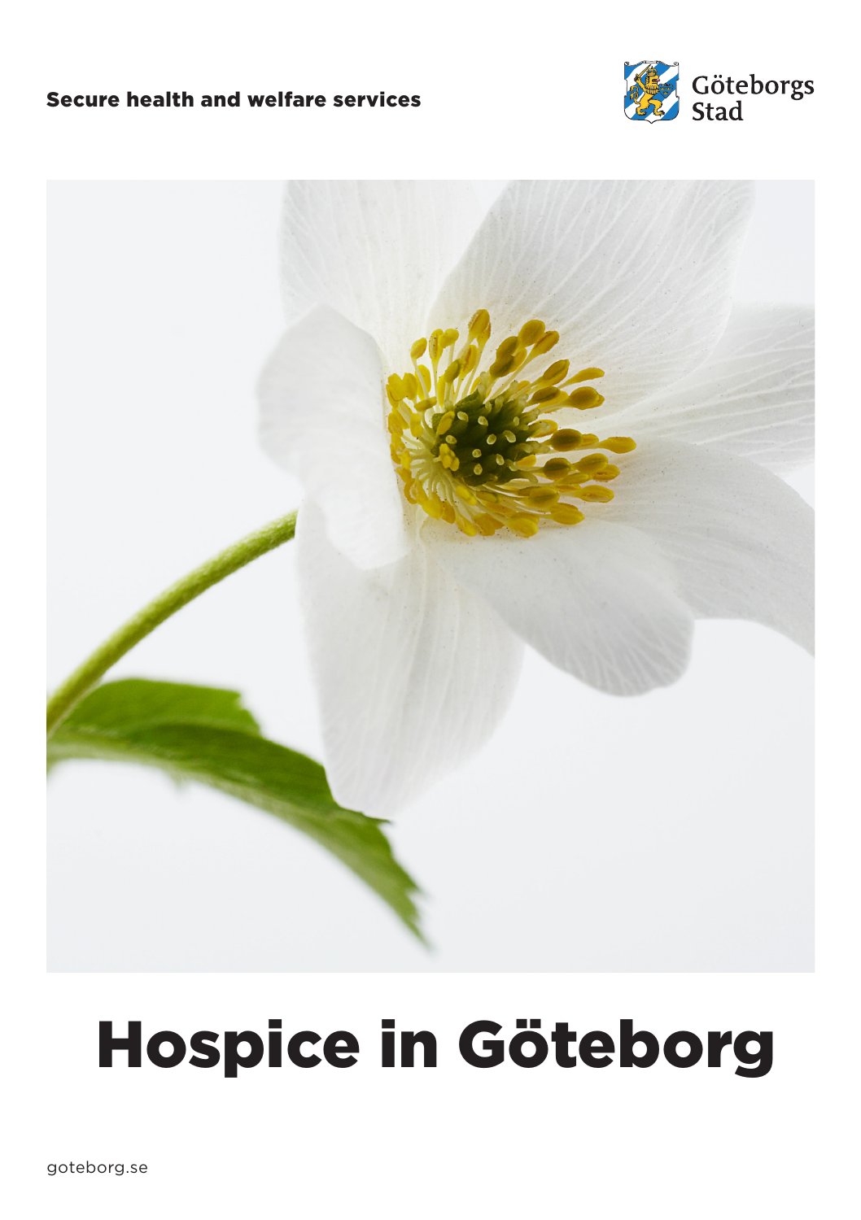Secure health and welfare services

Göteborgs Stad

# Hospice in Göteborg

goteborg.se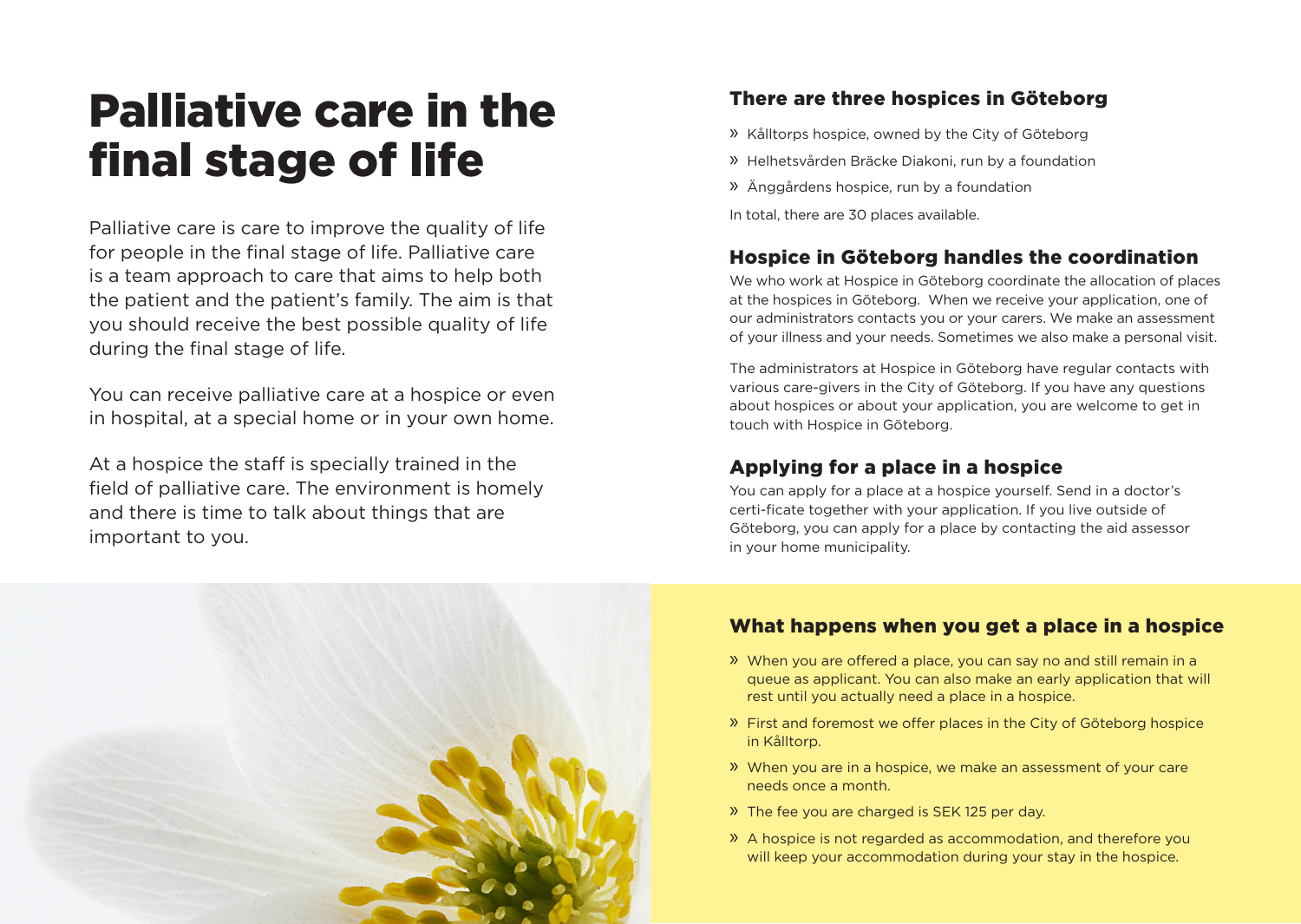# Palliative care in the final stage of life

Palliative care is care to improve the quality of life for people in the final stage of life. Palliative care is a team approach to care that aims to help both the patient and the patient's family. The aim is that you should receive the best possible quality of life during the final stage of life.

You can receive palliative care at a hospice or even in hospital, at a special home or in your own home.

At a hospice the staff is specially trained in the field of palliative care. The environment is homely and there is time to talk about things that are important to you.

## There are three hospices in Göteborg

- Kålltorps hospice, owned by the City of Göteborg
- Helhetsvården Bräcke Diakoni, run by a foundation
- Änggårdens hospice, run by a foundation

In total, there are 30 places available.

## Hospice in Göteborg handles the coordination

We who work at Hospice in Göteborg coordinate the allocation of places at the hospices in Göteborg. When we receive your application, one of our administrators contacts you or your carers. We make an assessment of your illness and your needs. Sometimes we also make a personal visit.

The administrators at Hospice in Göteborg have regular contacts with various care-givers in the City of Göteborg. If you have any questions about hospices or about your application, you are welcome to get in touch with Hospice in Göteborg.

## Applying for a place in a hospice

You can apply for a place at a hospice yourself. Send in a doctor's certi-ficate together with your application. If you live outside of Göteborg, you can apply for a place by contacting the aid assessor in your home municipality.

## What happens when you get a place in a hospice

- When you are offered a place, you can say no and still remain in a queue as applicant. You can also make an early application that will rest until you actually need a place in a hospice.
- First and foremost we offer places in the City of Göteborg hospice in Kålltorp.
- When you are in a hospice, we make an assessment of your care needs once a month.
- The fee you are charged is SEK 125 per day.
- A hospice is not regarded as accommodation, and therefore you will keep your accommodation during your stay in the hospice.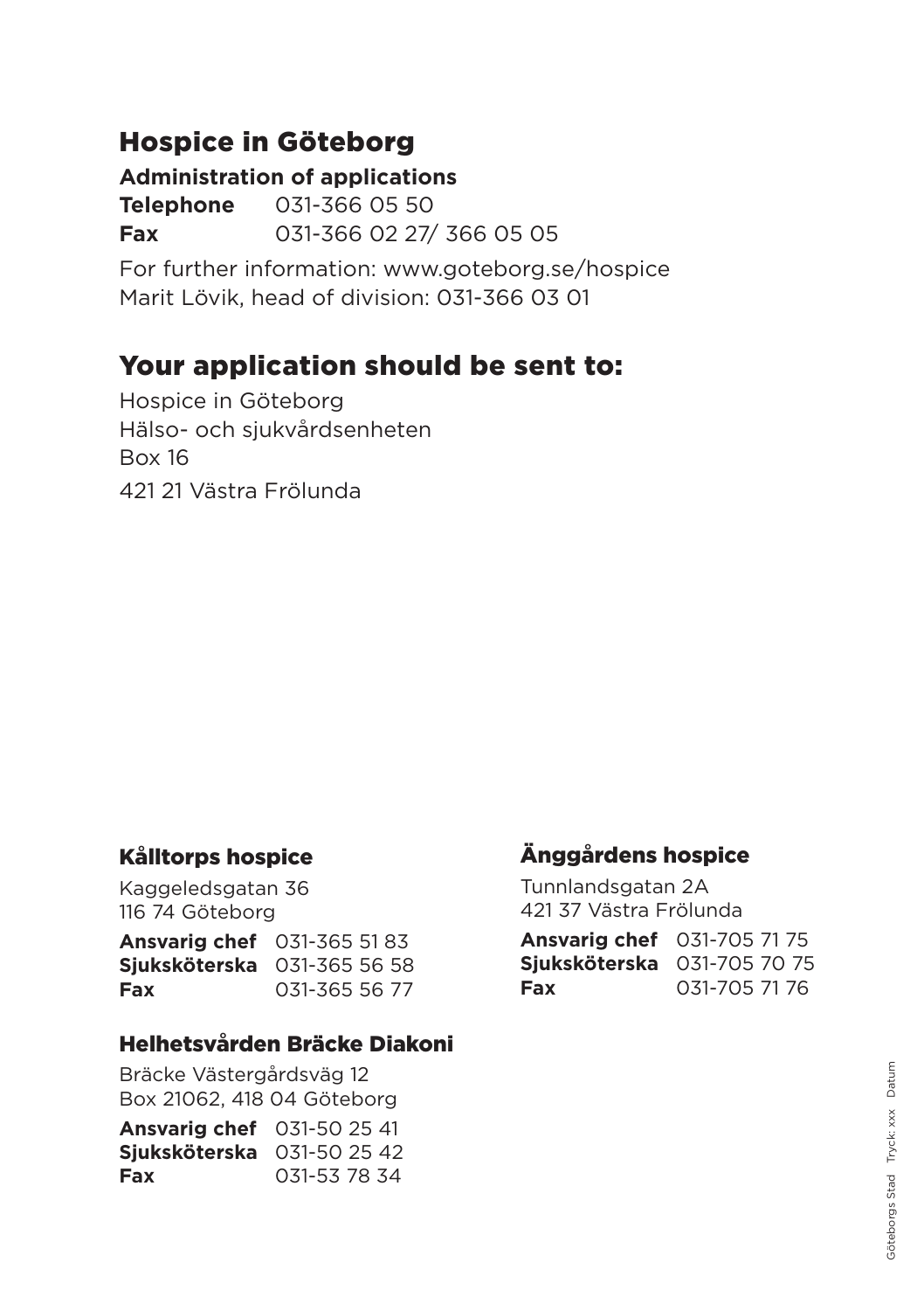## Hospice in Göteborg

**Administration of applications**

**Telephone** 031-366 05 50
**Fax** 031-366 02 27/ 366 05 05

For further information: www.goteborg.se/hospice
Marit Lövik, head of division: 031-366 03 01

## Your application should be sent to:

Hospice in Göteborg
Hälso- och sjukvårdsenheten
Box 16
421 21 Västra Frölunda

### Kålltorps hospice

Kaggeledsgatan 36
116 74 Göteborg

**Ansvarig chef** 031-365 51 83
**Sjuksköterska** 031-365 56 58
**Fax** 031-365 56 77

### Helhetsvården Bräcke Diakoni

Bräcke Västergårdsväg 12
Box 21062, 418 04 Göteborg

**Ansvarig chef** 031-50 25 41
**Sjuksköterska** 031-50 25 42
**Fax** 031-53 78 34

### Änggårdens hospice

Tunnlandsgatan 2A
421 37 Västra Frölunda

**Ansvarig chef** 031-705 71 75
**Sjuksköterska** 031-705 70 75
**Fax** 031-705 71 76

Göteborgs Stad Tryck: xxx Datum